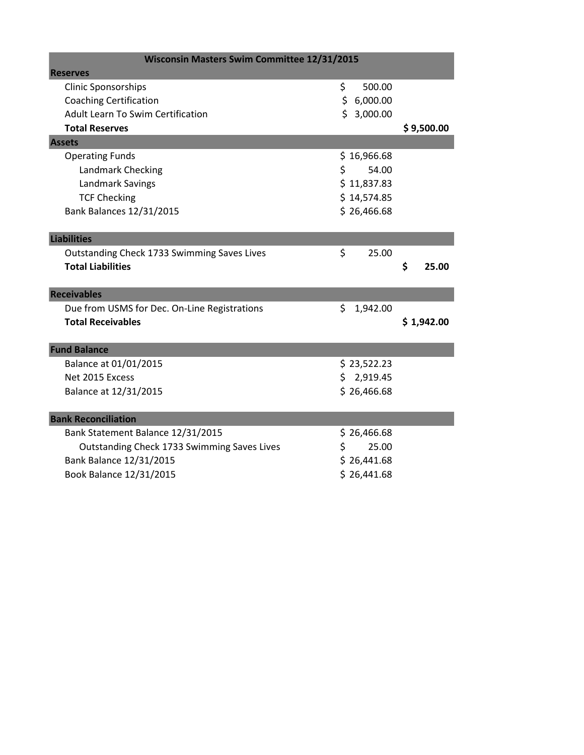| Wisconsin Masters Swim Committee 12/31/2015 | | |
|---|---|---|
| **Reserves** | | |
| Clinic Sponsorships | $ 500.00 | |
| Coaching Certification | $ 6,000.00 | |
| Adult Learn To Swim Certification | $ 3,000.00 | |
| **Total Reserves** | | **$ 9,500.00** |
| **Assets** | | |
| Operating Funds | $ 16,966.68 | |
| Landmark Checking | $ 54.00 | |
| Landmark Savings | $ 11,837.83 | |
| TCF Checking | $ 14,574.85 | |
| Bank Balances 12/31/2015 | $ 26,466.68 | |
| | | |
| **Liabilities** | | |
| Outstanding Check 1733 Swimming Saves Lives | $ 25.00 | |
| **Total Liabilities** | | **$ 25.00** |
| | | |
| **Receivables** | | |
| Due from USMS for Dec. On-Line Registrations | $ 1,942.00 | |
| **Total Receivables** | | **$ 1,942.00** |
| | | |
| **Fund Balance** | | |
| Balance at 01/01/2015 | $ 23,522.23 | |
| Net 2015 Excess | $ 2,919.45 | |
| Balance at 12/31/2015 | $ 26,466.68 | |
| | | |
| **Bank Reconciliation** | | |
| Bank Statement Balance 12/31/2015 | $ 26,466.68 | |
| Outstanding Check 1733 Swimming Saves Lives | $ 25.00 | |
| Bank Balance 12/31/2015 | $ 26,441.68 | |
| Book Balance 12/31/2015 | $ 26,441.68 | |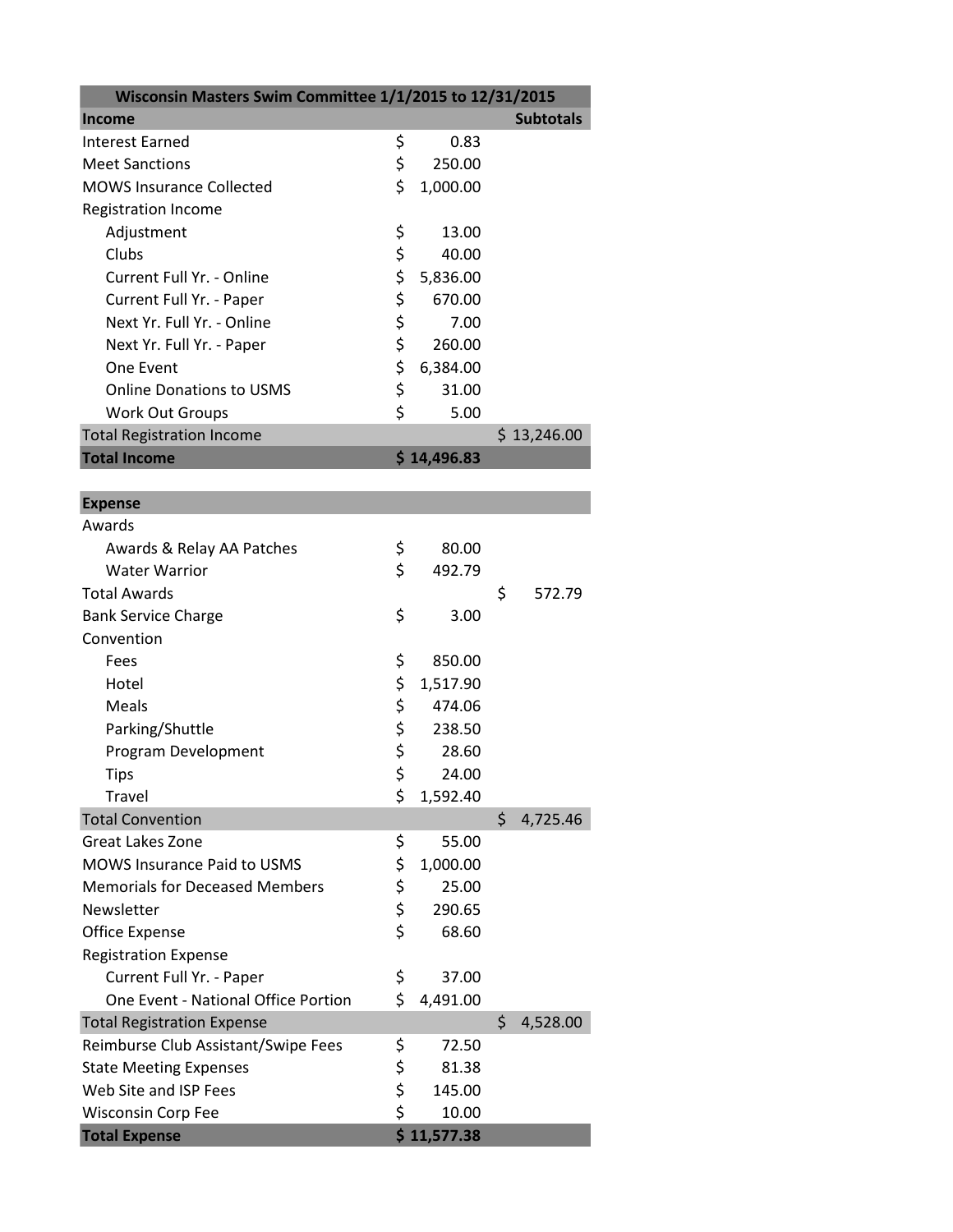| Wisconsin Masters Swim Committee 1/1/2015 to 12/31/2015 | | |
|---|---|---|
| **Income** | | **Subtotals** |
| Interest Earned | $ 0.83 | |
| Meet Sanctions | $ 250.00 | |
| MOWS Insurance Collected | $ 1,000.00 | |
| Registration Income | | |
| Adjustment | $ 13.00 | |
| Clubs | $ 40.00 | |
| Current Full Yr. - Online | $ 5,836.00 | |
| Current Full Yr. - Paper | $ 670.00 | |
| Next Yr. Full Yr. - Online | $ 7.00 | |
| Next Yr. Full Yr. - Paper | $ 260.00 | |
| One Event | $ 6,384.00 | |
| Online Donations to USMS | $ 31.00 | |
| Work Out Groups | $ 5.00 | |
| Total Registration Income | | $ 13,246.00 |
| **Total Income** | **$ 14,496.83** | |
| | | |
| **Expense** | | |
| Awards | | |
| Awards & Relay AA Patches | $ 80.00 | |
| Water Warrior | $ 492.79 | |
| Total Awards | | $ 572.79 |
| Bank Service Charge | $ 3.00 | |
| Convention | | |
| Fees | $ 850.00 | |
| Hotel | $ 1,517.90 | |
| Meals | $ 474.06 | |
| Parking/Shuttle | $ 238.50 | |
| Program Development | $ 28.60 | |
| Tips | $ 24.00 | |
| Travel | $ 1,592.40 | |
| Total Convention | | $ 4,725.46 |
| Great Lakes Zone | $ 55.00 | |
| MOWS Insurance Paid to USMS | $ 1,000.00 | |
| Memorials for Deceased Members | $ 25.00 | |
| Newsletter | $ 290.65 | |
| Office Expense | $ 68.60 | |
| Registration Expense | | |
| Current Full Yr. - Paper | $ 37.00 | |
| One Event - National Office Portion | $ 4,491.00 | |
| Total Registration Expense | | $ 4,528.00 |
| Reimburse Club Assistant/Swipe Fees | $ 72.50 | |
| State Meeting Expenses | $ 81.38 | |
| Web Site and ISP Fees | $ 145.00 | |
| Wisconsin Corp Fee | $ 10.00 | |
| **Total Expense** | **$ 11,577.38** | |